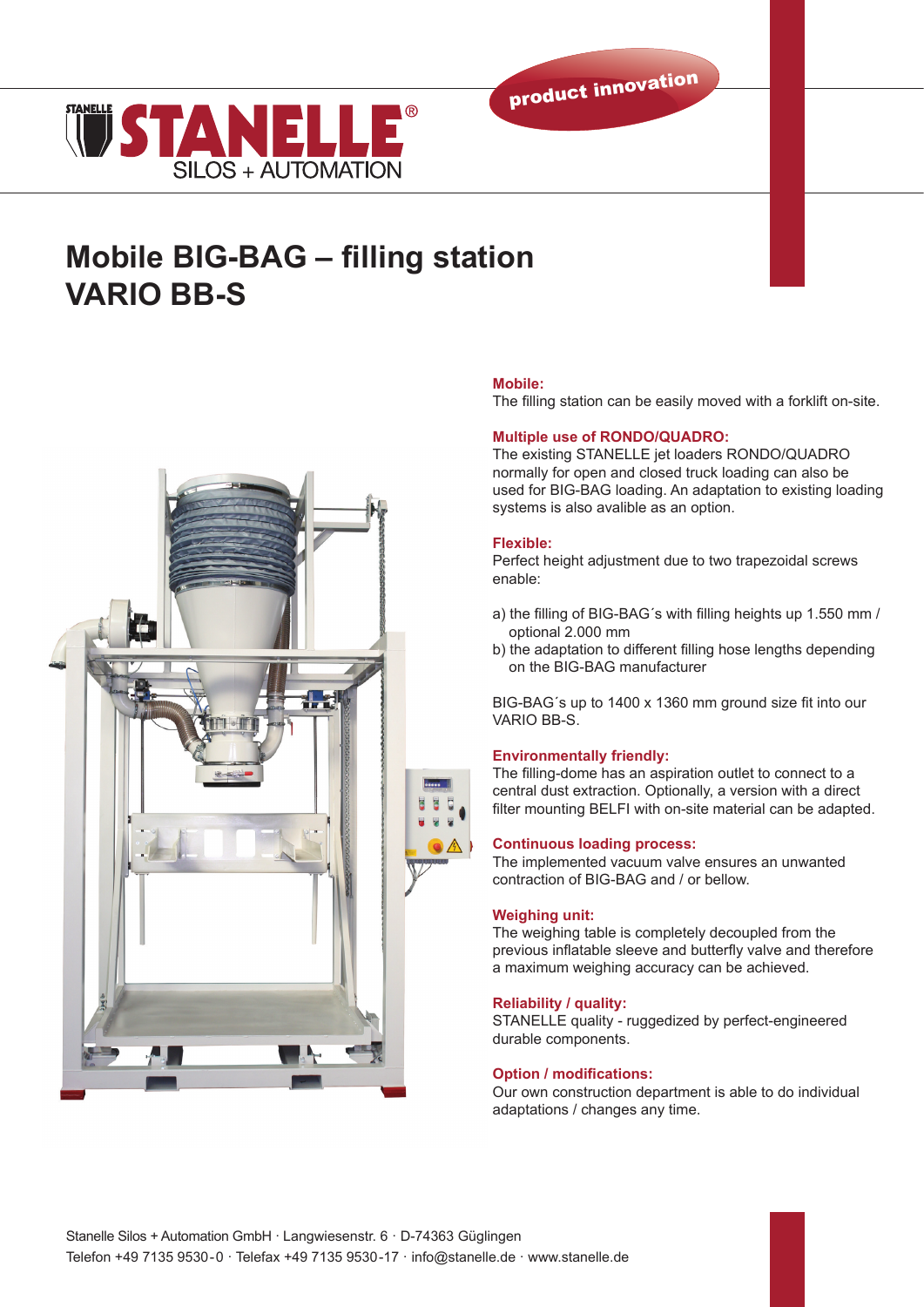STANELLE® SILOS + AUTOMATION

product innovation

# Mobile BIG-BAG – filling station VARIO BB-S

**Mobile:**
The filling station can be easily moved with a forklift on-site.

**Multiple use of RONDO/QUADRO:**
The existing STANELLE jet loaders RONDO/QUADRO normally for open and closed truck loading can also be used for BIG-BAG loading. An adaptation to existing loading systems is also avalible as an option.

**Flexible:**
Perfect height adjustment due to two trapezoidal screws enable:

a) the filling of BIG-BAG´s with filling heights up 1.550 mm / optional 2.000 mm
b) the adaptation to different filling hose lengths depending on the BIG-BAG manufacturer

BIG-BAG´s up to 1400 x 1360 mm ground size fit into our VARIO BB-S.

**Environmentally friendly:**
The filling-dome has an aspiration outlet to connect to a central dust extraction. Optionally, a version with a direct filter mounting BELFI with on-site material can be adapted.

**Continuous loading process:**
The implemented vacuum valve ensures an unwanted contraction of BIG-BAG and / or bellow.

**Weighing unit:**
The weighing table is completely decoupled from the previous inflatable sleeve and butterfly valve and therefore a maximum weighing accuracy can be achieved.

**Reliability / quality:**
STANELLE quality - ruggedized by perfect-engineered durable components.

**Option / modifications:**
Our own construction department is able to do individual adaptations / changes any time.

Stanelle Silos + Automation GmbH · Langwiesenstr. 6 · D-74363 Güglingen
Telefon +49 7135 9530-0 · Telefax +49 7135 9530-17 · info@stanelle.de · www.stanelle.de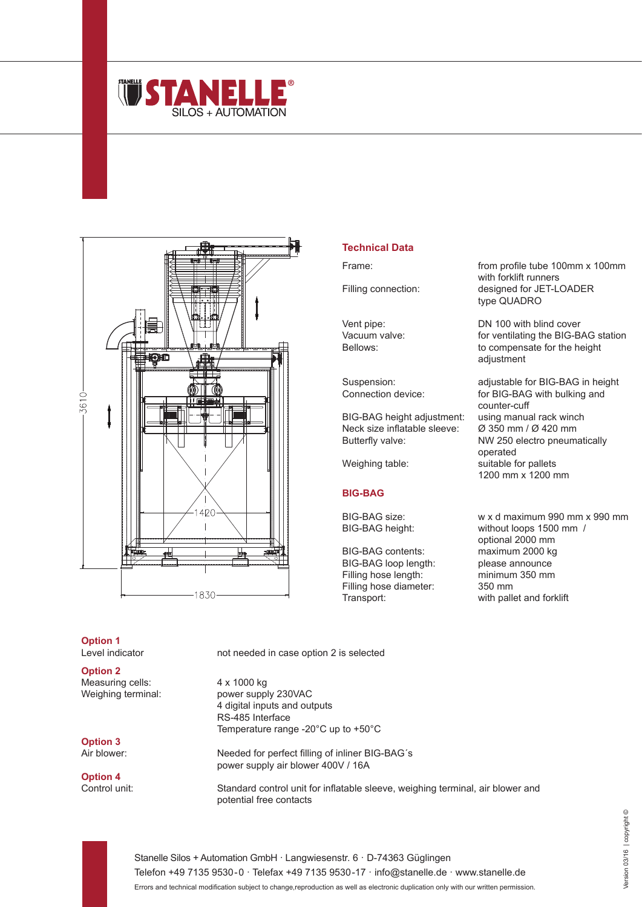STANELLE®
SILOS + AUTOMATION

3610

1420

1830

## Technical Data

| | |
|---|---|
| Frame: | from profile tube 100mm x 100mm with forklift runners |
| Filling connection: | designed for JET-LOADER type QUADRO |
| Vent pipe: | DN 100 with blind cover |
| Vacuum valve: | for ventilating the BIG-BAG station |
| Bellows: | to compensate for the height adjustment |
| Suspension: | adjustable for BIG-BAG in height |
| Connection device: | for BIG-BAG with bulking and counter-cuff |
| BIG-BAG height adjustment: | using manual rack winch |
| Neck size inflatable sleeve: | Ø 350 mm / Ø 420 mm |
| Butterfly valve: | NW 250 electro pneumatically operated |
| Weighing table: | suitable for pallets 1200 mm x 1200 mm |

## BIG-BAG

| | |
|---|---|
| BIG-BAG size: | w x d maximum 990 mm x 990 mm |
| BIG-BAG height: | without loops 1500 mm / optional 2000 mm |
| BIG-BAG contents: | maximum 2000 kg |
| BIG-BAG loop length: | please announce |
| Filling hose length: | minimum 350 mm |
| Filling hose diameter: | 350 mm |
| Transport: | with pallet and forklift |

**Option 1**

| | |
|---|---|
| Level indicator | not needed in case option 2 is selected |

**Option 2**

| | |
|---|---|
| Measuring cells: | 4 x 1000 kg |
| Weighing terminal: | power supply 230VAC<br>4 digital inputs and outputs<br>RS-485 Interface<br>Temperature range -20°C up to +50°C |

**Option 3**

| | |
|---|---|
| Air blower: | Needed for perfect filling of inliner BIG-BAG´s<br>power supply air blower 400V / 16A |

**Option 4**

| | |
|---|---|
| Control unit: | Standard control unit for inflatable sleeve, weighing terminal, air blower and potential free contacts |

Stanelle Silos + Automation GmbH · Langwiesenstr. 6 · D-74363 Güglingen
Telefon +49 7135 9530-0 · Telefax +49 7135 9530-17 · info@stanelle.de · www.stanelle.de
Errors and technical modification subject to change,reproduction as well as electronic duplication only with our written permission.

Version 03/16 | copyright ©